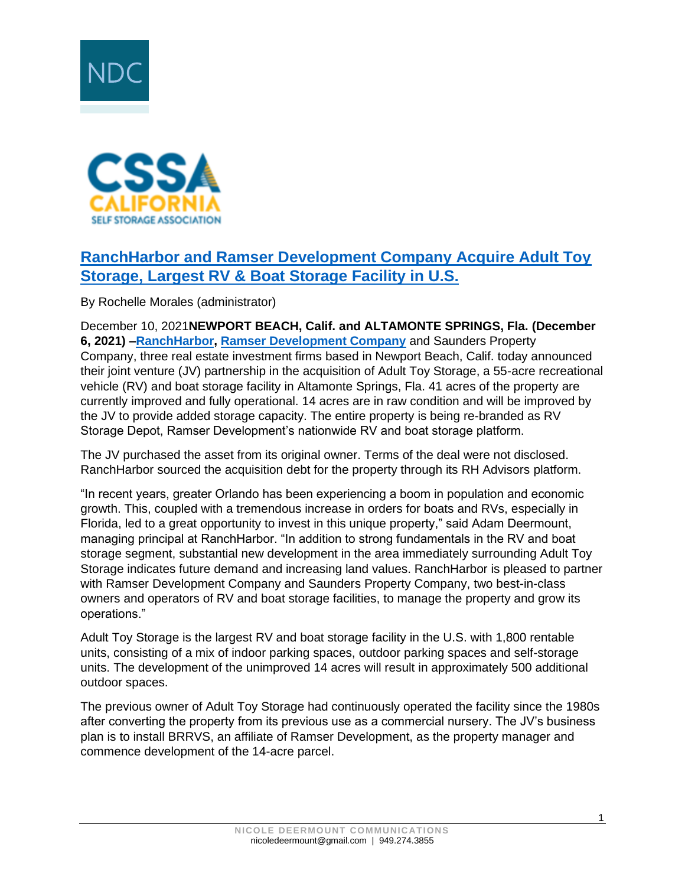# RanchHarbor and Ramser Development Company Acquire Adult Toy Storage, Largest RV & Boat Storage Facility in U.S.

By Rochelle Morales (administrator)

December 10, 2021**NEWPORT BEACH, Calif. and ALTAMONTE SPRINGS, Fla. (December 6, 2021) –RanchHarbor, Ramser Development Company** and Saunders Property Company, three real estate investment firms based in Newport Beach, Calif. today announced their joint venture (JV) partnership in the acquisition of Adult Toy Storage, a 55-acre recreational vehicle (RV) and boat storage facility in Altamonte Springs, Fla. 41 acres of the property are currently improved and fully operational. 14 acres are in raw condition and will be improved by the JV to provide added storage capacity. The entire property is being re-branded as RV Storage Depot, Ramser Development's nationwide RV and boat storage platform.

The JV purchased the asset from its original owner. Terms of the deal were not disclosed. RanchHarbor sourced the acquisition debt for the property through its RH Advisors platform.

"In recent years, greater Orlando has been experiencing a boom in population and economic growth. This, coupled with a tremendous increase in orders for boats and RVs, especially in Florida, led to a great opportunity to invest in this unique property," said Adam Deermount, managing principal at RanchHarbor. "In addition to strong fundamentals in the RV and boat storage segment, substantial new development in the area immediately surrounding Adult Toy Storage indicates future demand and increasing land values. RanchHarbor is pleased to partner with Ramser Development Company and Saunders Property Company, two best-in-class owners and operators of RV and boat storage facilities, to manage the property and grow its operations."

Adult Toy Storage is the largest RV and boat storage facility in the U.S. with 1,800 rentable units, consisting of a mix of indoor parking spaces, outdoor parking spaces and self-storage units. The development of the unimproved 14 acres will result in approximately 500 additional outdoor spaces.

The previous owner of Adult Toy Storage had continuously operated the facility since the 1980s after converting the property from its previous use as a commercial nursery. The JV's business plan is to install BRRVS, an affiliate of Ramser Development, as the property manager and commence development of the 14-acre parcel.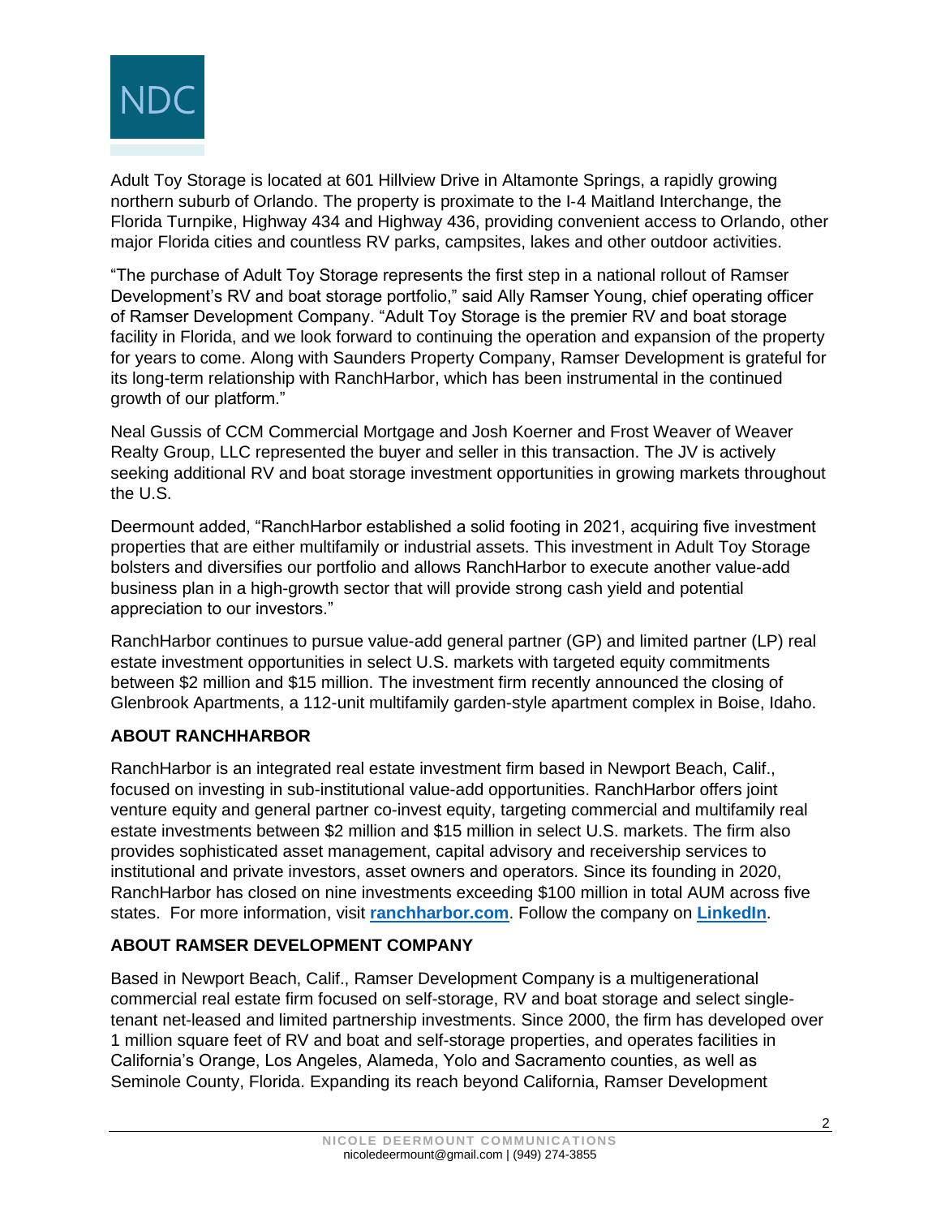Adult Toy Storage is located at 601 Hillview Drive in Altamonte Springs, a rapidly growing northern suburb of Orlando. The property is proximate to the I-4 Maitland Interchange, the Florida Turnpike, Highway 434 and Highway 436, providing convenient access to Orlando, other major Florida cities and countless RV parks, campsites, lakes and other outdoor activities.

"The purchase of Adult Toy Storage represents the first step in a national rollout of Ramser Development's RV and boat storage portfolio," said Ally Ramser Young, chief operating officer of Ramser Development Company. "Adult Toy Storage is the premier RV and boat storage facility in Florida, and we look forward to continuing the operation and expansion of the property for years to come. Along with Saunders Property Company, Ramser Development is grateful for its long-term relationship with RanchHarbor, which has been instrumental in the continued growth of our platform."

Neal Gussis of CCM Commercial Mortgage and Josh Koerner and Frost Weaver of Weaver Realty Group, LLC represented the buyer and seller in this transaction. The JV is actively seeking additional RV and boat storage investment opportunities in growing markets throughout the U.S.

Deermount added, "RanchHarbor established a solid footing in 2021, acquiring five investment properties that are either multifamily or industrial assets. This investment in Adult Toy Storage bolsters and diversifies our portfolio and allows RanchHarbor to execute another value-add business plan in a high-growth sector that will provide strong cash yield and potential appreciation to our investors."

RanchHarbor continues to pursue value-add general partner (GP) and limited partner (LP) real estate investment opportunities in select U.S. markets with targeted equity commitments between $2 million and $15 million. The investment firm recently announced the closing of Glenbrook Apartments, a 112-unit multifamily garden-style apartment complex in Boise, Idaho.

**ABOUT RANCHHARBOR**

RanchHarbor is an integrated real estate investment firm based in Newport Beach, Calif., focused on investing in sub-institutional value-add opportunities. RanchHarbor offers joint venture equity and general partner co-invest equity, targeting commercial and multifamily real estate investments between $2 million and $15 million in select U.S. markets. The firm also provides sophisticated asset management, capital advisory and receivership services to institutional and private investors, asset owners and operators. Since its founding in 2020, RanchHarbor has closed on nine investments exceeding $100 million in total AUM across five states. For more information, visit **ranchharbor.com**. Follow the company on **LinkedIn**.

**ABOUT RAMSER DEVELOPMENT COMPANY**

Based in Newport Beach, Calif., Ramser Development Company is a multigenerational commercial real estate firm focused on self-storage, RV and boat storage and select single-tenant net-leased and limited partnership investments. Since 2000, the firm has developed over 1 million square feet of RV and boat and self-storage properties, and operates facilities in California's Orange, Los Angeles, Alameda, Yolo and Sacramento counties, as well as Seminole County, Florida. Expanding its reach beyond California, Ramser Development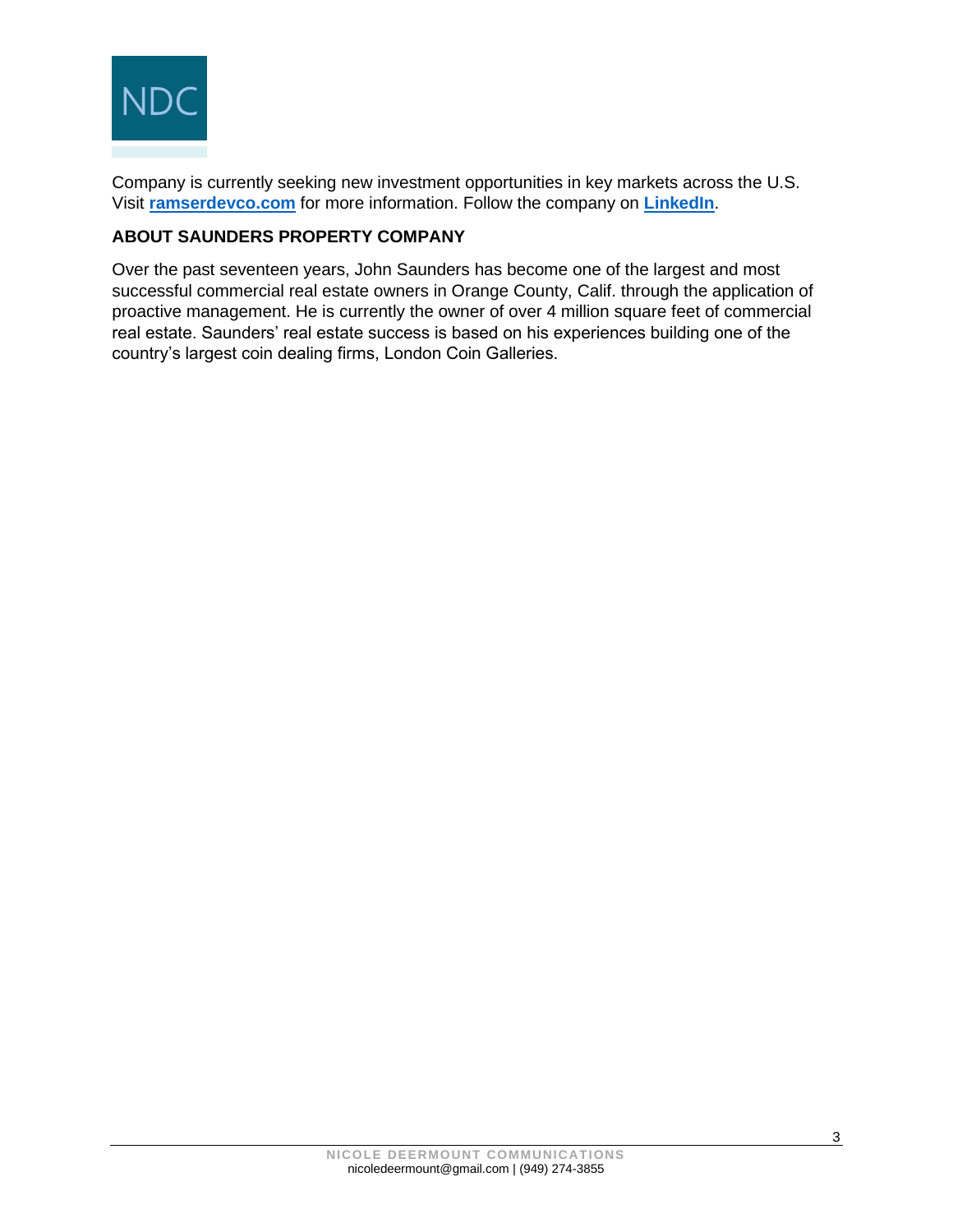Company is currently seeking new investment opportunities in key markets across the U.S. Visit **ramserdevco.com** for more information. Follow the company on **LinkedIn**.

**ABOUT SAUNDERS PROPERTY COMPANY**

Over the past seventeen years, John Saunders has become one of the largest and most successful commercial real estate owners in Orange County, Calif. through the application of proactive management. He is currently the owner of over 4 million square feet of commercial real estate. Saunders' real estate success is based on his experiences building one of the country's largest coin dealing firms, London Coin Galleries.